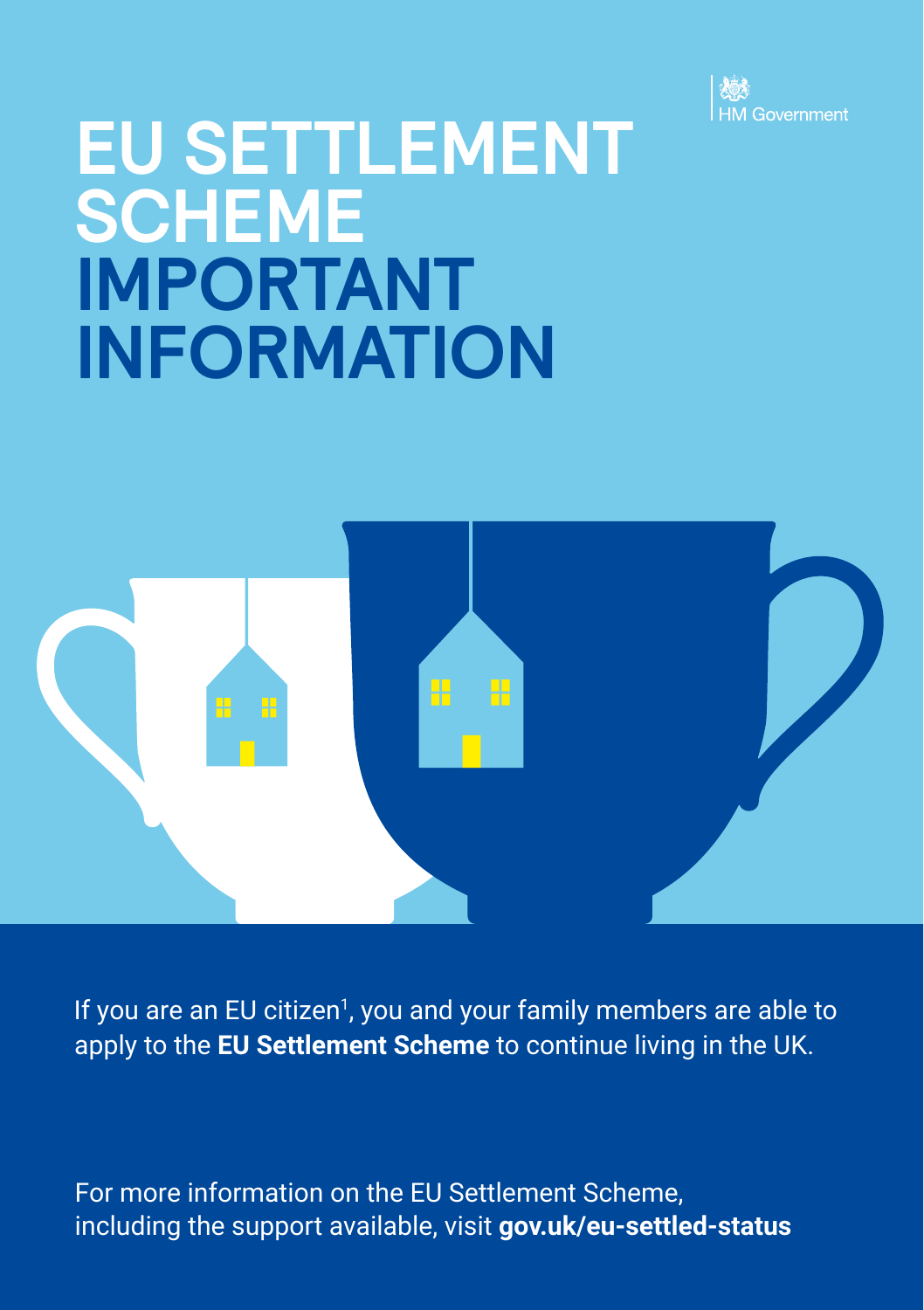HM Government

# EU SETTLEMENT SCHEME IMPORTANT INFORMATION

If you are an EU citizen[1], you and your family members are able to apply to the **EU Settlement Scheme** to continue living in the UK.

For more information on the EU Settlement Scheme, including the support available, visit **gov.uk/eu-settled-status**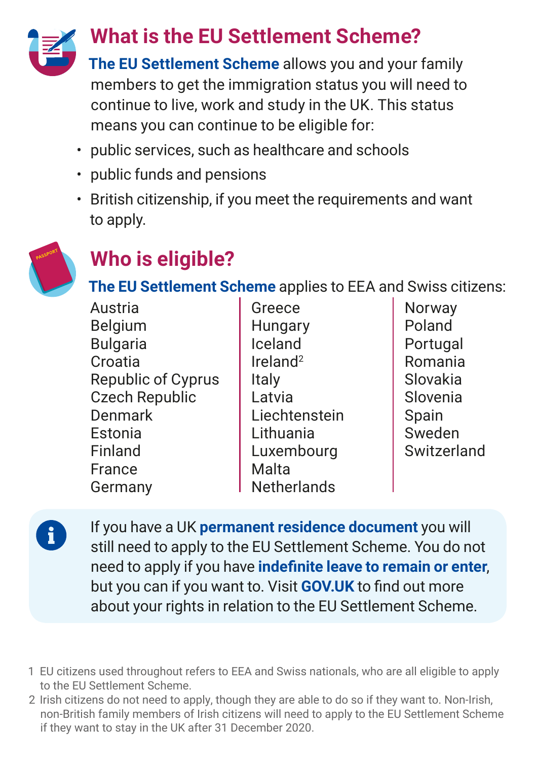## What is the EU Settlement Scheme?

**The EU Settlement Scheme** allows you and your family members to get the immigration status you will need to continue to live, work and study in the UK. This status means you can continue to be eligible for:

- public services, such as healthcare and schools
- public funds and pensions
- British citizenship, if you meet the requirements and want to apply.

## Who is eligible?

**The EU Settlement Scheme** applies to EEA and Swiss citizens:

Austria
Belgium
Bulgaria
Croatia
Republic of Cyprus
Czech Republic
Denmark
Estonia
Finland
France
Germany
Greece
Hungary
Iceland
Ireland[2]
Italy
Latvia
Liechtenstein
Lithuania
Luxembourg
Malta
Netherlands
Norway
Poland
Portugal
Romania
Slovakia
Slovenia
Spain
Sweden
Switzerland

If you have a UK **permanent residence document** you will still need to apply to the EU Settlement Scheme. You do not need to apply if you have **indefinite leave to remain or enter**, but you can if you want to. Visit **GOV.UK** to find out more about your rights in relation to the EU Settlement Scheme.

1 EU citizens used throughout refers to EEA and Swiss nationals, who are all eligible to apply to the EU Settlement Scheme.

2 Irish citizens do not need to apply, though they are able to do so if they want to. Non-Irish, non-British family members of Irish citizens will need to apply to the EU Settlement Scheme if they want to stay in the UK after 31 December 2020.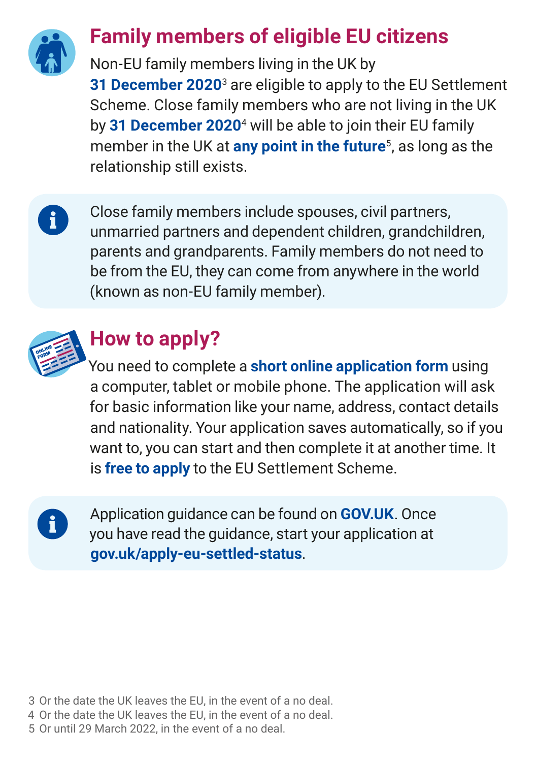## Family members of eligible EU citizens

Non-EU family members living in the UK by **31 December 2020**[3] are eligible to apply to the EU Settlement Scheme. Close family members who are not living in the UK by **31 December 2020**[4] will be able to join their EU family member in the UK at **any point in the future**[5], as long as the relationship still exists.

> Close family members include spouses, civil partners, unmarried partners and dependent children, grandchildren, parents and grandparents. Family members do not need to be from the EU, they can come from anywhere in the world (known as non-EU family member).

## How to apply?

You need to complete a **short online application form** using a computer, tablet or mobile phone. The application will ask for basic information like your name, address, contact details and nationality. Your application saves automatically, so if you want to, you can start and then complete it at another time. It is **free to apply** to the EU Settlement Scheme.

> Application guidance can be found on **GOV.UK**. Once you have read the guidance, start your application at **gov.uk/apply-eu-settled-status**.

3 Or the date the UK leaves the EU, in the event of a no deal.
4 Or the date the UK leaves the EU, in the event of a no deal.
5 Or until 29 March 2022, in the event of a no deal.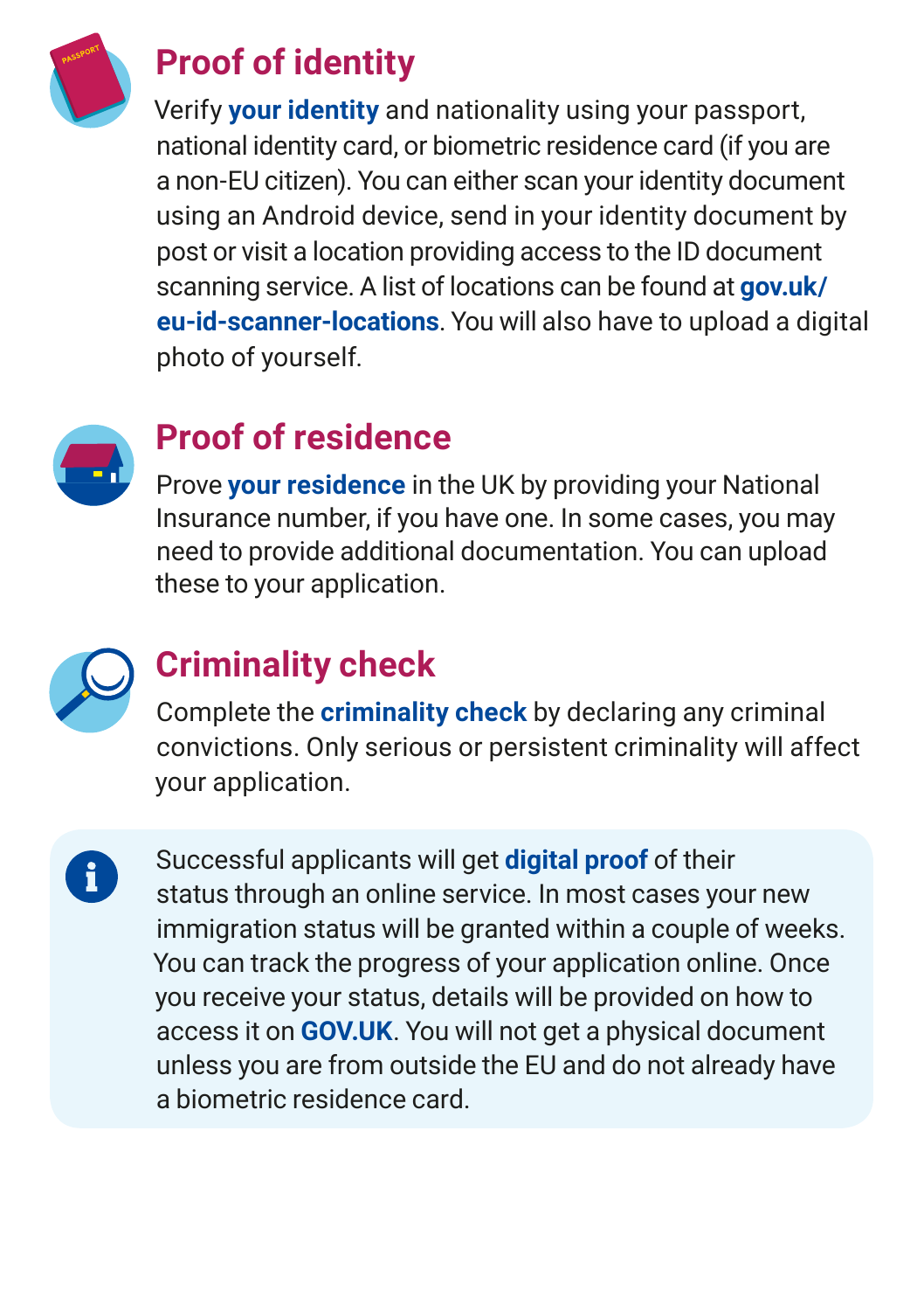## Proof of identity

Verify **your identity** and nationality using your passport, national identity card, or biometric residence card (if you are a non-EU citizen). You can either scan your identity document using an Android device, send in your identity document by post or visit a location providing access to the ID document scanning service. A list of locations can be found at **gov.uk/eu-id-scanner-locations**. You will also have to upload a digital photo of yourself.

## Proof of residence

Prove **your residence** in the UK by providing your National Insurance number, if you have one. In some cases, you may need to provide additional documentation. You can upload these to your application.

## Criminality check

Complete the **criminality check** by declaring any criminal convictions. Only serious or persistent criminality will affect your application.

> Successful applicants will get **digital proof** of their status through an online service. In most cases your new immigration status will be granted within a couple of weeks. You can track the progress of your application online. Once you receive your status, details will be provided on how to access it on **GOV.UK**. You will not get a physical document unless you are from outside the EU and do not already have a biometric residence card.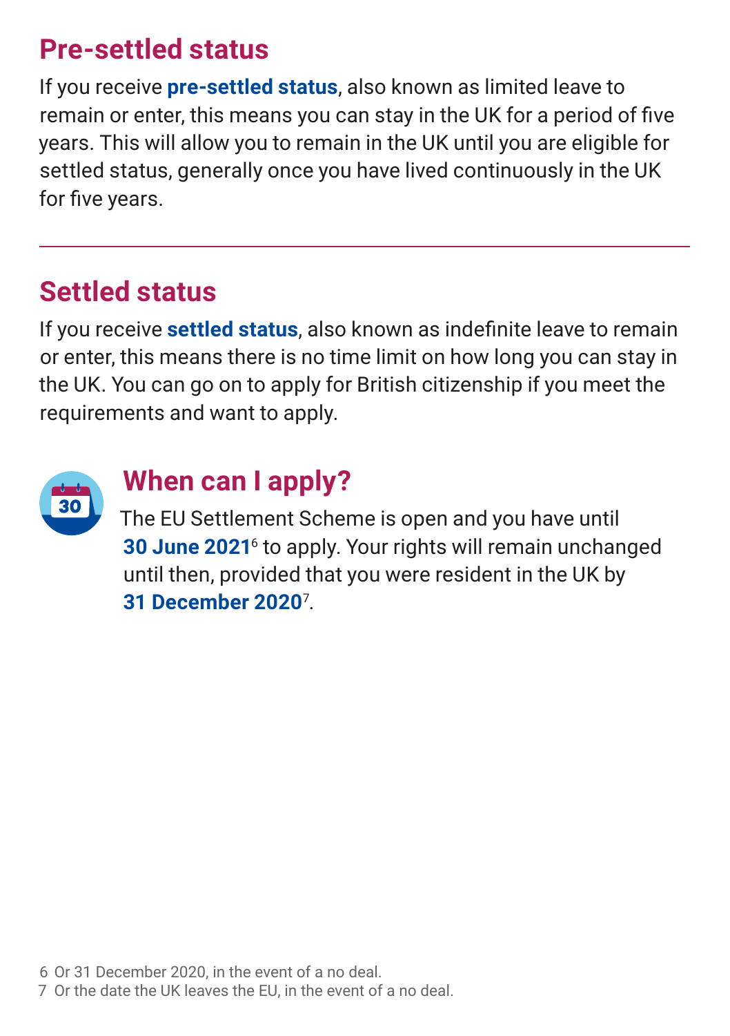## Pre-settled status

If you receive **pre-settled status**, also known as limited leave to remain or enter, this means you can stay in the UK for a period of five years. This will allow you to remain in the UK until you are eligible for settled status, generally once you have lived continuously in the UK for five years.

---

## Settled status

If you receive **settled status**, also known as indefinite leave to remain or enter, this means there is no time limit on how long you can stay in the UK. You can go on to apply for British citizenship if you meet the requirements and want to apply.

## When can I apply?

The EU Settlement Scheme is open and you have until **30 June 2021**[6] to apply. Your rights will remain unchanged until then, provided that you were resident in the UK by **31 December 2020**[7].

6 Or 31 December 2020, in the event of a no deal.
7 Or the date the UK leaves the EU, in the event of a no deal.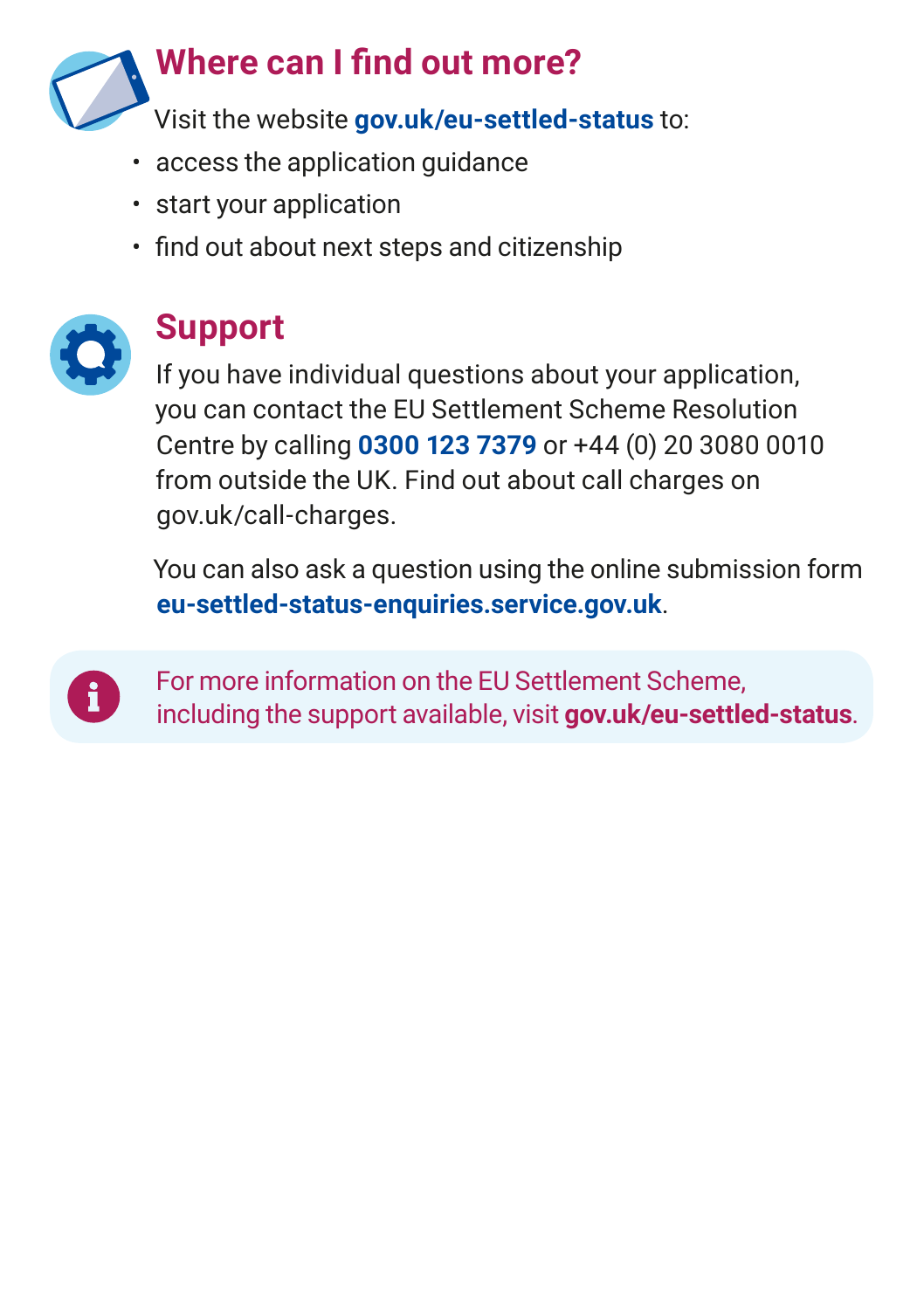## Where can I find out more?

Visit the website **gov.uk/eu-settled-status** to:

- access the application guidance
- start your application
- find out about next steps and citizenship

## Support

If you have individual questions about your application, you can contact the EU Settlement Scheme Resolution Centre by calling **0300 123 7379** or +44 (0) 20 3080 0010 from outside the UK. Find out about call charges on gov.uk/call-charges.

You can also ask a question using the online submission form **eu-settled-status-enquiries.service.gov.uk**.

For more information on the EU Settlement Scheme, including the support available, visit **gov.uk/eu-settled-status**.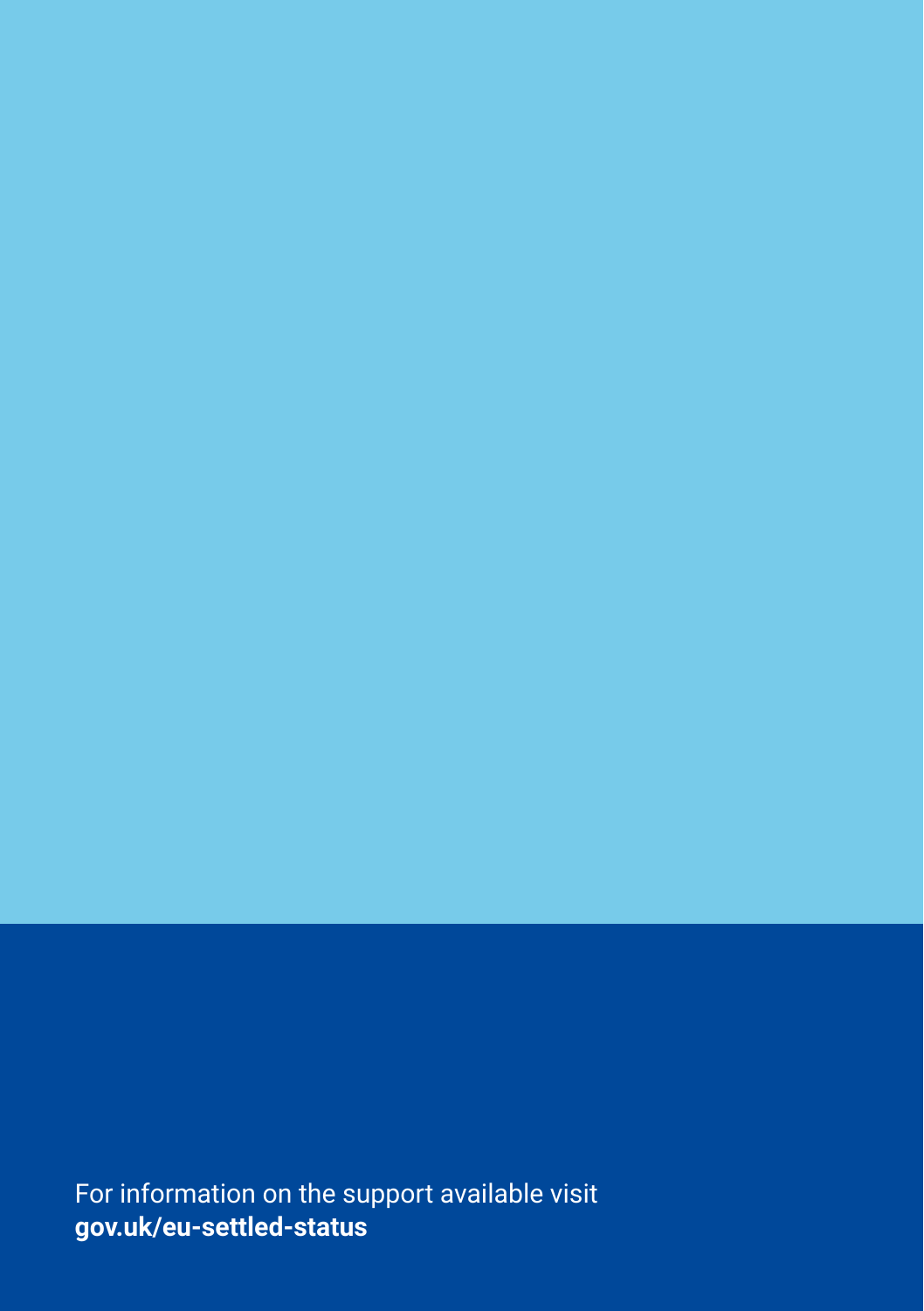For information on the support available visit
**gov.uk/eu-settled-status**